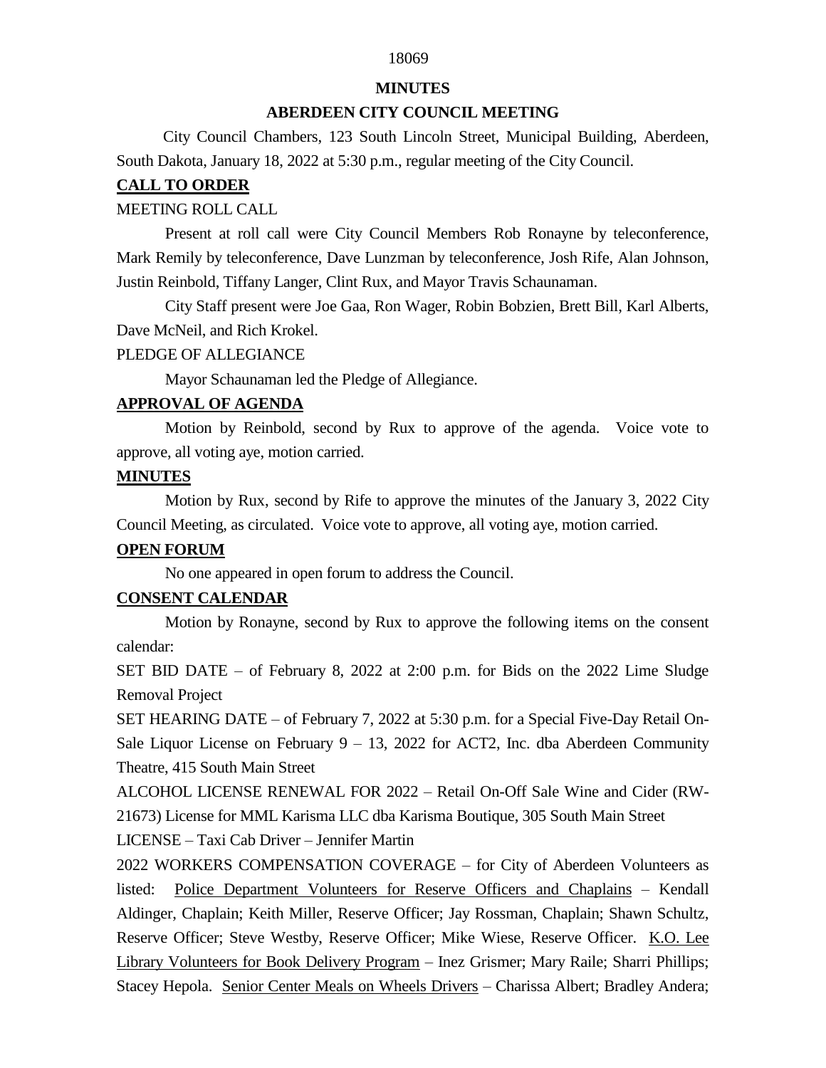**MINUTES**

**ABERDEEN CITY COUNCIL MEETING**

City Council Chambers, 123 South Lincoln Street, Municipal Building, Aberdeen, South Dakota, January 18, 2022 at 5:30 p.m., regular meeting of the City Council.

## CALL TO ORDER

MEETING ROLL CALL

Present at roll call were City Council Members Rob Ronayne by teleconference, Mark Remily by teleconference, Dave Lunzman by teleconference, Josh Rife, Alan Johnson, Justin Reinbold, Tiffany Langer, Clint Rux, and Mayor Travis Schaunaman.

City Staff present were Joe Gaa, Ron Wager, Robin Bobzien, Brett Bill, Karl Alberts, Dave McNeil, and Rich Krokel.

PLEDGE OF ALLEGIANCE

Mayor Schaunaman led the Pledge of Allegiance.

## APPROVAL OF AGENDA

Motion by Reinbold, second by Rux to approve of the agenda. Voice vote to approve, all voting aye, motion carried.

## MINUTES

Motion by Rux, second by Rife to approve the minutes of the January 3, 2022 City Council Meeting, as circulated. Voice vote to approve, all voting aye, motion carried.

## OPEN FORUM

No one appeared in open forum to address the Council.

## CONSENT CALENDAR

Motion by Ronayne, second by Rux to approve the following items on the consent calendar:

SET BID DATE – of February 8, 2022 at 2:00 p.m. for Bids on the 2022 Lime Sludge Removal Project

SET HEARING DATE – of February 7, 2022 at 5:30 p.m. for a Special Five-Day Retail On-Sale Liquor License on February 9 – 13, 2022 for ACT2, Inc. dba Aberdeen Community Theatre, 415 South Main Street

ALCOHOL LICENSE RENEWAL FOR 2022 – Retail On-Off Sale Wine and Cider (RW-21673) License for MML Karisma LLC dba Karisma Boutique, 305 South Main Street

LICENSE – Taxi Cab Driver – Jennifer Martin

2022 WORKERS COMPENSATION COVERAGE – for City of Aberdeen Volunteers as listed: Police Department Volunteers for Reserve Officers and Chaplains – Kendall Aldinger, Chaplain; Keith Miller, Reserve Officer; Jay Rossman, Chaplain; Shawn Schultz, Reserve Officer; Steve Westby, Reserve Officer; Mike Wiese, Reserve Officer. K.O. Lee Library Volunteers for Book Delivery Program – Inez Grismer; Mary Raile; Sharri Phillips; Stacey Hepola. Senior Center Meals on Wheels Drivers – Charissa Albert; Bradley Andera;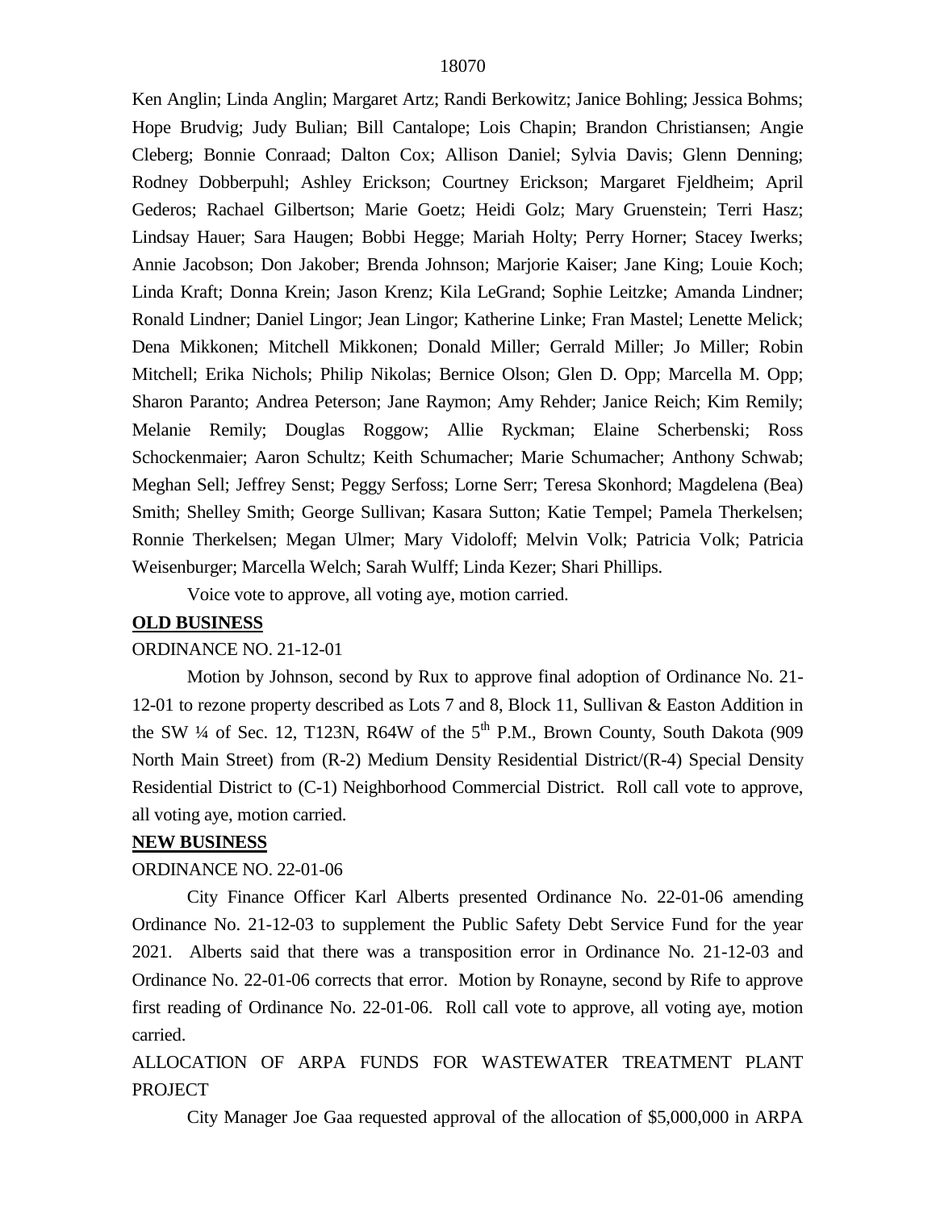Ken Anglin; Linda Anglin; Margaret Artz; Randi Berkowitz; Janice Bohling; Jessica Bohms; Hope Brudvig; Judy Bulian; Bill Cantalope; Lois Chapin; Brandon Christiansen; Angie Cleberg; Bonnie Conraad; Dalton Cox; Allison Daniel; Sylvia Davis; Glenn Denning; Rodney Dobberpuhl; Ashley Erickson; Courtney Erickson; Margaret Fjeldheim; April Gederos; Rachael Gilbertson; Marie Goetz; Heidi Golz; Mary Gruenstein; Terri Hasz; Lindsay Hauer; Sara Haugen; Bobbi Hegge; Mariah Holty; Perry Horner; Stacey Iwerks; Annie Jacobson; Don Jakober; Brenda Johnson; Marjorie Kaiser; Jane King; Louie Koch; Linda Kraft; Donna Krein; Jason Krenz; Kila LeGrand; Sophie Leitzke; Amanda Lindner; Ronald Lindner; Daniel Lingor; Jean Lingor; Katherine Linke; Fran Mastel; Lenette Melick; Dena Mikkonen; Mitchell Mikkonen; Donald Miller; Gerrald Miller; Jo Miller; Robin Mitchell; Erika Nichols; Philip Nikolas; Bernice Olson; Glen D. Opp; Marcella M. Opp; Sharon Paranto; Andrea Peterson; Jane Raymon; Amy Rehder; Janice Reich; Kim Remily; Melanie Remily; Douglas Roggow; Allie Ryckman; Elaine Scherbenski; Ross Schockenmaier; Aaron Schultz; Keith Schumacher; Marie Schumacher; Anthony Schwab; Meghan Sell; Jeffrey Senst; Peggy Serfoss; Lorne Serr; Teresa Skonhord; Magdelena (Bea) Smith; Shelley Smith; George Sullivan; Kasara Sutton; Katie Tempel; Pamela Therkelsen; Ronnie Therkelsen; Megan Ulmer; Mary Vidoloff; Melvin Volk; Patricia Volk; Patricia Weisenburger; Marcella Welch; Sarah Wulff; Linda Kezer; Shari Phillips.

Voice vote to approve, all voting aye, motion carried.

**OLD BUSINESS**

ORDINANCE NO. 21-12-01

Motion by Johnson, second by Rux to approve final adoption of Ordinance No. 21-12-01 to rezone property described as Lots 7 and 8, Block 11, Sullivan & Easton Addition in the SW ¼ of Sec. 12, T123N, R64W of the 5th P.M., Brown County, South Dakota (909 North Main Street) from (R-2) Medium Density Residential District/(R-4) Special Density Residential District to (C-1) Neighborhood Commercial District. Roll call vote to approve, all voting aye, motion carried.

**NEW BUSINESS**

ORDINANCE NO. 22-01-06

City Finance Officer Karl Alberts presented Ordinance No. 22-01-06 amending Ordinance No. 21-12-03 to supplement the Public Safety Debt Service Fund for the year 2021. Alberts said that there was a transposition error in Ordinance No. 21-12-03 and Ordinance No. 22-01-06 corrects that error. Motion by Ronayne, second by Rife to approve first reading of Ordinance No. 22-01-06. Roll call vote to approve, all voting aye, motion carried.

ALLOCATION OF ARPA FUNDS FOR WASTEWATER TREATMENT PLANT PROJECT

City Manager Joe Gaa requested approval of the allocation of $5,000,000 in ARPA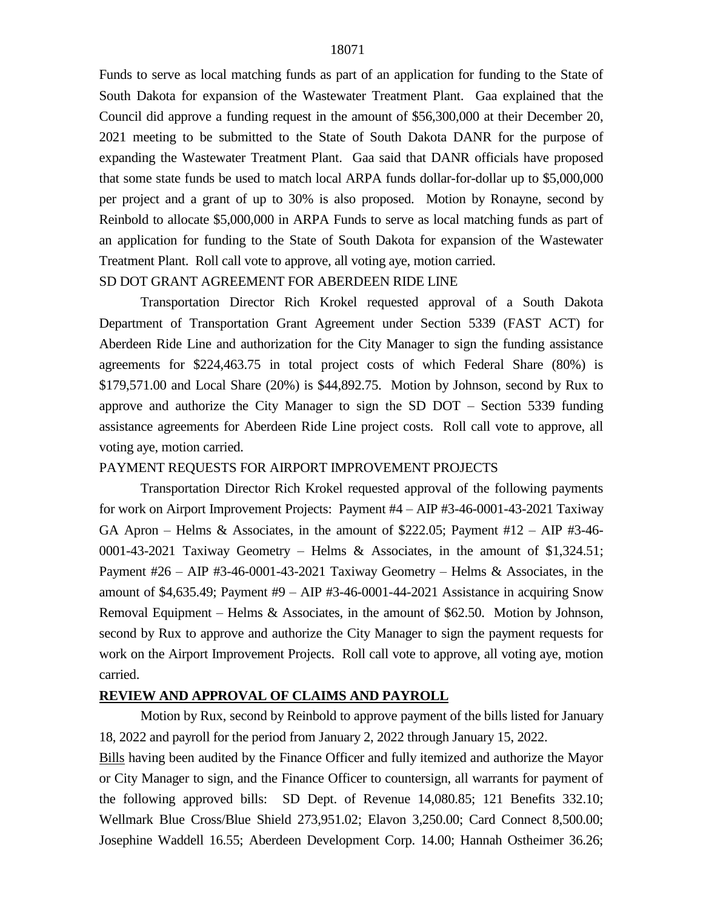Funds to serve as local matching funds as part of an application for funding to the State of South Dakota for expansion of the Wastewater Treatment Plant. Gaa explained that the Council did approve a funding request in the amount of $56,300,000 at their December 20, 2021 meeting to be submitted to the State of South Dakota DANR for the purpose of expanding the Wastewater Treatment Plant. Gaa said that DANR officials have proposed that some state funds be used to match local ARPA funds dollar-for-dollar up to $5,000,000 per project and a grant of up to 30% is also proposed. Motion by Ronayne, second by Reinbold to allocate $5,000,000 in ARPA Funds to serve as local matching funds as part of an application for funding to the State of South Dakota for expansion of the Wastewater Treatment Plant. Roll call vote to approve, all voting aye, motion carried.

SD DOT GRANT AGREEMENT FOR ABERDEEN RIDE LINE

Transportation Director Rich Krokel requested approval of a South Dakota Department of Transportation Grant Agreement under Section 5339 (FAST ACT) for Aberdeen Ride Line and authorization for the City Manager to sign the funding assistance agreements for $224,463.75 in total project costs of which Federal Share (80%) is $179,571.00 and Local Share (20%) is $44,892.75. Motion by Johnson, second by Rux to approve and authorize the City Manager to sign the SD DOT – Section 5339 funding assistance agreements for Aberdeen Ride Line project costs. Roll call vote to approve, all voting aye, motion carried.

PAYMENT REQUESTS FOR AIRPORT IMPROVEMENT PROJECTS

Transportation Director Rich Krokel requested approval of the following payments for work on Airport Improvement Projects: Payment #4 – AIP #3-46-0001-43-2021 Taxiway GA Apron – Helms & Associates, in the amount of $222.05; Payment #12 – AIP #3-46-0001-43-2021 Taxiway Geometry – Helms & Associates, in the amount of $1,324.51; Payment #26 – AIP #3-46-0001-43-2021 Taxiway Geometry – Helms & Associates, in the amount of $4,635.49; Payment #9 – AIP #3-46-0001-44-2021 Assistance in acquiring Snow Removal Equipment – Helms & Associates, in the amount of $62.50. Motion by Johnson, second by Rux to approve and authorize the City Manager to sign the payment requests for work on the Airport Improvement Projects. Roll call vote to approve, all voting aye, motion carried.

**REVIEW AND APPROVAL OF CLAIMS AND PAYROLL**

Motion by Rux, second by Reinbold to approve payment of the bills listed for January 18, 2022 and payroll for the period from January 2, 2022 through January 15, 2022.

Bills having been audited by the Finance Officer and fully itemized and authorize the Mayor or City Manager to sign, and the Finance Officer to countersign, all warrants for payment of the following approved bills: SD Dept. of Revenue 14,080.85; 121 Benefits 332.10; Wellmark Blue Cross/Blue Shield 273,951.02; Elavon 3,250.00; Card Connect 8,500.00; Josephine Waddell 16.55; Aberdeen Development Corp. 14.00; Hannah Ostheimer 36.26;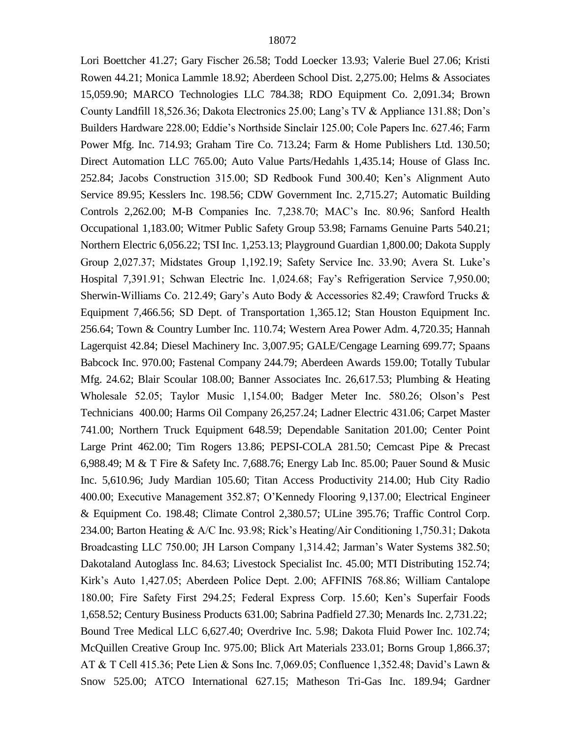Lori Boettcher 41.27; Gary Fischer 26.58; Todd Loecker 13.93; Valerie Buel 27.06; Kristi Rowen 44.21; Monica Lammle 18.92; Aberdeen School Dist. 2,275.00; Helms & Associates 15,059.90; MARCO Technologies LLC 784.38; RDO Equipment Co. 2,091.34; Brown County Landfill 18,526.36; Dakota Electronics 25.00; Lang's TV & Appliance 131.88; Don's Builders Hardware 228.00; Eddie's Northside Sinclair 125.00; Cole Papers Inc. 627.46; Farm Power Mfg. Inc. 714.93; Graham Tire Co. 713.24; Farm & Home Publishers Ltd. 130.50; Direct Automation LLC 765.00; Auto Value Parts/Hedahls 1,435.14; House of Glass Inc. 252.84; Jacobs Construction 315.00; SD Redbook Fund 300.40; Ken's Alignment Auto Service 89.95; Kesslers Inc. 198.56; CDW Government Inc. 2,715.27; Automatic Building Controls 2,262.00; M-B Companies Inc. 7,238.70; MAC's Inc. 80.96; Sanford Health Occupational 1,183.00; Witmer Public Safety Group 53.98; Farnams Genuine Parts 540.21; Northern Electric 6,056.22; TSI Inc. 1,253.13; Playground Guardian 1,800.00; Dakota Supply Group 2,027.37; Midstates Group 1,192.19; Safety Service Inc. 33.90; Avera St. Luke's Hospital 7,391.91; Schwan Electric Inc. 1,024.68; Fay's Refrigeration Service 7,950.00; Sherwin-Williams Co. 212.49; Gary's Auto Body & Accessories 82.49; Crawford Trucks & Equipment 7,466.56; SD Dept. of Transportation 1,365.12; Stan Houston Equipment Inc. 256.64; Town & Country Lumber Inc. 110.74; Western Area Power Adm. 4,720.35; Hannah Lagerquist 42.84; Diesel Machinery Inc. 3,007.95; GALE/Cengage Learning 699.77; Spaans Babcock Inc. 970.00; Fastenal Company 244.79; Aberdeen Awards 159.00; Totally Tubular Mfg. 24.62; Blair Scoular 108.00; Banner Associates Inc. 26,617.53; Plumbing & Heating Wholesale 52.05; Taylor Music 1,154.00; Badger Meter Inc. 580.26; Olson's Pest Technicians 400.00; Harms Oil Company 26,257.24; Ladner Electric 431.06; Carpet Master 741.00; Northern Truck Equipment 648.59; Dependable Sanitation 201.00; Center Point Large Print 462.00; Tim Rogers 13.86; PEPSI-COLA 281.50; Cemcast Pipe & Precast 6,988.49; M & T Fire & Safety Inc. 7,688.76; Energy Lab Inc. 85.00; Pauer Sound & Music Inc. 5,610.96; Judy Mardian 105.60; Titan Access Productivity 214.00; Hub City Radio 400.00; Executive Management 352.87; O'Kennedy Flooring 9,137.00; Electrical Engineer & Equipment Co. 198.48; Climate Control 2,380.57; ULine 395.76; Traffic Control Corp. 234.00; Barton Heating & A/C Inc. 93.98; Rick's Heating/Air Conditioning 1,750.31; Dakota Broadcasting LLC 750.00; JH Larson Company 1,314.42; Jarman's Water Systems 382.50; Dakotaland Autoglass Inc. 84.63; Livestock Specialist Inc. 45.00; MTI Distributing 152.74; Kirk's Auto 1,427.05; Aberdeen Police Dept. 2.00; AFFINIS 768.86; William Cantalope 180.00; Fire Safety First 294.25; Federal Express Corp. 15.60; Ken's Superfair Foods 1,658.52; Century Business Products 631.00; Sabrina Padfield 27.30; Menards Inc. 2,731.22; Bound Tree Medical LLC 6,627.40; Overdrive Inc. 5.98; Dakota Fluid Power Inc. 102.74; McQuillen Creative Group Inc. 975.00; Blick Art Materials 233.01; Borns Group 1,866.37; AT & T Cell 415.36; Pete Lien & Sons Inc. 7,069.05; Confluence 1,352.48; David's Lawn & Snow 525.00; ATCO International 627.15; Matheson Tri-Gas Inc. 189.94; Gardner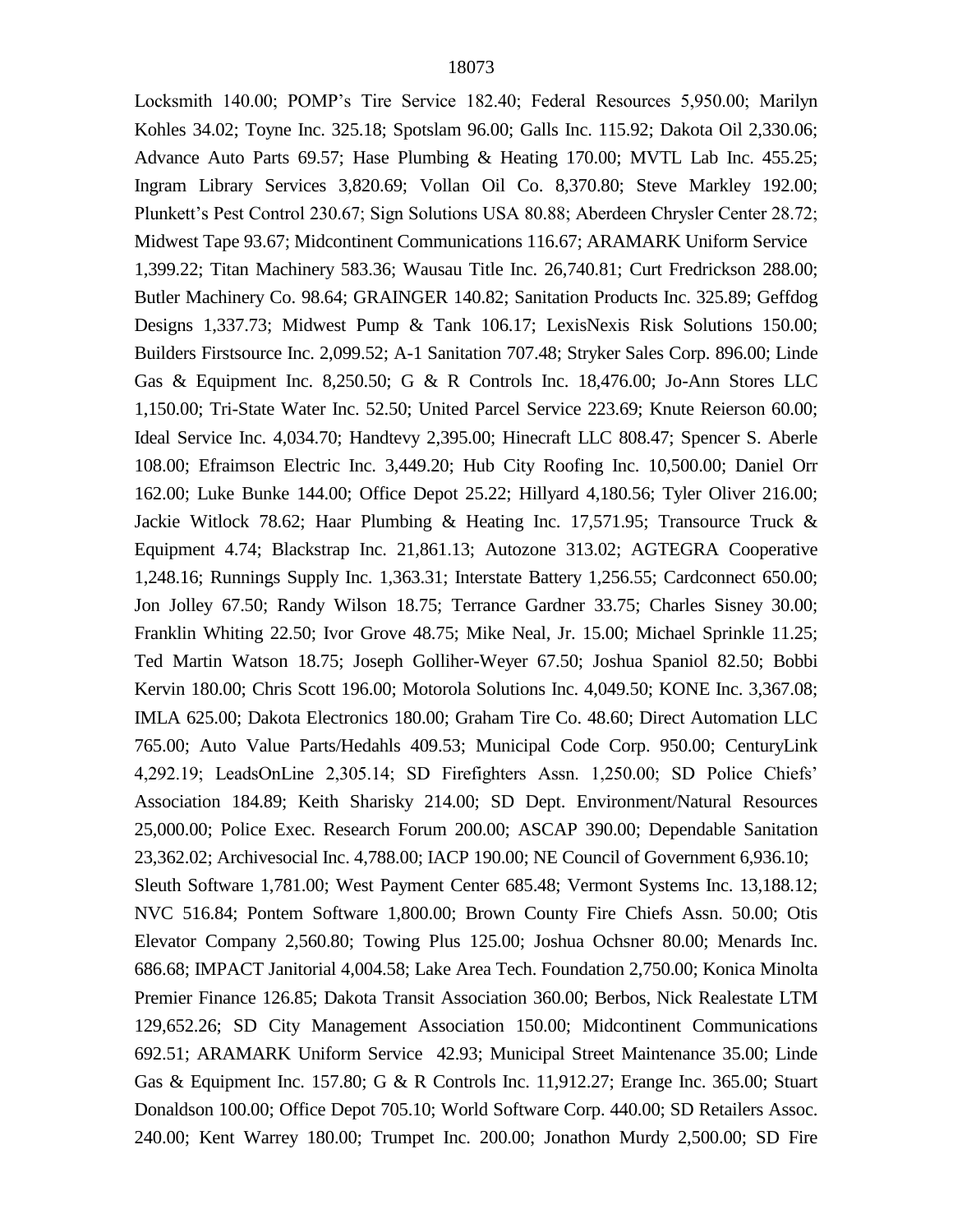Locksmith 140.00; POMP's Tire Service 182.40; Federal Resources 5,950.00; Marilyn Kohles 34.02; Toyne Inc. 325.18; Spotslam 96.00; Galls Inc. 115.92; Dakota Oil 2,330.06; Advance Auto Parts 69.57; Hase Plumbing & Heating 170.00; MVTL Lab Inc. 455.25; Ingram Library Services 3,820.69; Vollan Oil Co. 8,370.80; Steve Markley 192.00; Plunkett's Pest Control 230.67; Sign Solutions USA 80.88; Aberdeen Chrysler Center 28.72; Midwest Tape 93.67; Midcontinent Communications 116.67; ARAMARK Uniform Service 1,399.22; Titan Machinery 583.36; Wausau Title Inc. 26,740.81; Curt Fredrickson 288.00; Butler Machinery Co. 98.64; GRAINGER 140.82; Sanitation Products Inc. 325.89; Geffdog Designs 1,337.73; Midwest Pump & Tank 106.17; LexisNexis Risk Solutions 150.00; Builders Firstsource Inc. 2,099.52; A-1 Sanitation 707.48; Stryker Sales Corp. 896.00; Linde Gas & Equipment Inc. 8,250.50; G & R Controls Inc. 18,476.00; Jo-Ann Stores LLC 1,150.00; Tri-State Water Inc. 52.50; United Parcel Service 223.69; Knute Reierson 60.00; Ideal Service Inc. 4,034.70; Handtevy 2,395.00; Hinecraft LLC 808.47; Spencer S. Aberle 108.00; Efraimson Electric Inc. 3,449.20; Hub City Roofing Inc. 10,500.00; Daniel Orr 162.00; Luke Bunke 144.00; Office Depot 25.22; Hillyard 4,180.56; Tyler Oliver 216.00; Jackie Witlock 78.62; Haar Plumbing & Heating Inc. 17,571.95; Transource Truck & Equipment 4.74; Blackstrap Inc. 21,861.13; Autozone 313.02; AGTEGRA Cooperative 1,248.16; Runnings Supply Inc. 1,363.31; Interstate Battery 1,256.55; Cardconnect 650.00; Jon Jolley 67.50; Randy Wilson 18.75; Terrance Gardner 33.75; Charles Sisney 30.00; Franklin Whiting 22.50; Ivor Grove 48.75; Mike Neal, Jr. 15.00; Michael Sprinkle 11.25; Ted Martin Watson 18.75; Joseph Golliher-Weyer 67.50; Joshua Spaniol 82.50; Bobbi Kervin 180.00; Chris Scott 196.00; Motorola Solutions Inc. 4,049.50; KONE Inc. 3,367.08; IMLA 625.00; Dakota Electronics 180.00; Graham Tire Co. 48.60; Direct Automation LLC 765.00; Auto Value Parts/Hedahls 409.53; Municipal Code Corp. 950.00; CenturyLink 4,292.19; LeadsOnLine 2,305.14; SD Firefighters Assn. 1,250.00; SD Police Chiefs' Association 184.89; Keith Sharisky 214.00; SD Dept. Environment/Natural Resources 25,000.00; Police Exec. Research Forum 200.00; ASCAP 390.00; Dependable Sanitation 23,362.02; Archivesocial Inc. 4,788.00; IACP 190.00; NE Council of Government 6,936.10; Sleuth Software 1,781.00; West Payment Center 685.48; Vermont Systems Inc. 13,188.12; NVC 516.84; Pontem Software 1,800.00; Brown County Fire Chiefs Assn. 50.00; Otis Elevator Company 2,560.80; Towing Plus 125.00; Joshua Ochsner 80.00; Menards Inc. 686.68; IMPACT Janitorial 4,004.58; Lake Area Tech. Foundation 2,750.00; Konica Minolta Premier Finance 126.85; Dakota Transit Association 360.00; Berbos, Nick Realestate LTM 129,652.26; SD City Management Association 150.00; Midcontinent Communications 692.51; ARAMARK Uniform Service 42.93; Municipal Street Maintenance 35.00; Linde Gas & Equipment Inc. 157.80; G & R Controls Inc. 11,912.27; Erange Inc. 365.00; Stuart Donaldson 100.00; Office Depot 705.10; World Software Corp. 440.00; SD Retailers Assoc. 240.00; Kent Warrey 180.00; Trumpet Inc. 200.00; Jonathon Murdy 2,500.00; SD Fire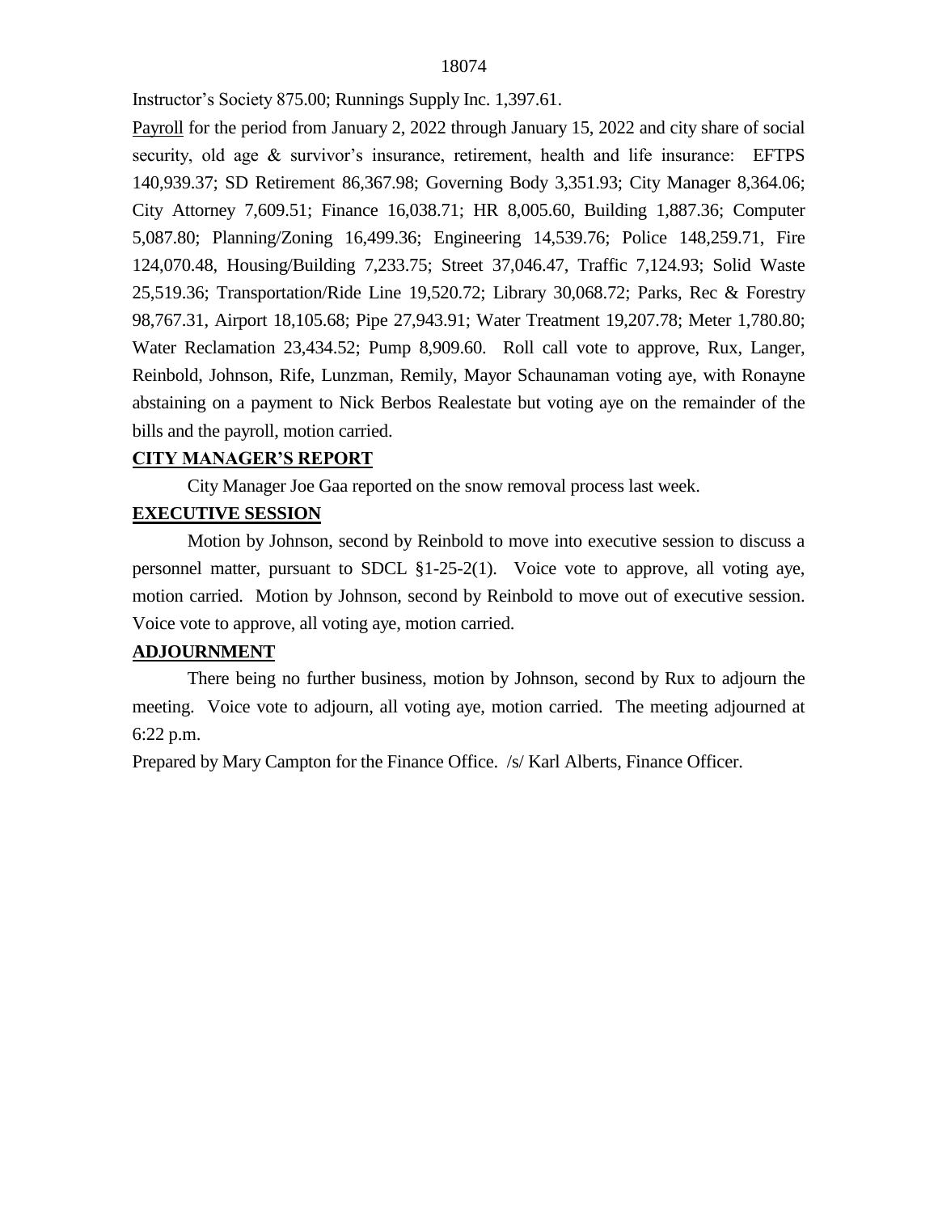Instructor's Society 875.00; Runnings Supply Inc. 1,397.61.

Payroll for the period from January 2, 2022 through January 15, 2022 and city share of social security, old age & survivor's insurance, retirement, health and life insurance: EFTPS 140,939.37; SD Retirement 86,367.98; Governing Body 3,351.93; City Manager 8,364.06; City Attorney 7,609.51; Finance 16,038.71; HR 8,005.60, Building 1,887.36; Computer 5,087.80; Planning/Zoning 16,499.36; Engineering 14,539.76; Police 148,259.71, Fire 124,070.48, Housing/Building 7,233.75; Street 37,046.47, Traffic 7,124.93; Solid Waste 25,519.36; Transportation/Ride Line 19,520.72; Library 30,068.72; Parks, Rec & Forestry 98,767.31, Airport 18,105.68; Pipe 27,943.91; Water Treatment 19,207.78; Meter 1,780.80; Water Reclamation 23,434.52; Pump 8,909.60. Roll call vote to approve, Rux, Langer, Reinbold, Johnson, Rife, Lunzman, Remily, Mayor Schaunaman voting aye, with Ronayne abstaining on a payment to Nick Berbos Realestate but voting aye on the remainder of the bills and the payroll, motion carried.

**CITY MANAGER'S REPORT**

City Manager Joe Gaa reported on the snow removal process last week.

**EXECUTIVE SESSION**

Motion by Johnson, second by Reinbold to move into executive session to discuss a personnel matter, pursuant to SDCL §1-25-2(1). Voice vote to approve, all voting aye, motion carried. Motion by Johnson, second by Reinbold to move out of executive session. Voice vote to approve, all voting aye, motion carried.

**ADJOURNMENT**

There being no further business, motion by Johnson, second by Rux to adjourn the meeting. Voice vote to adjourn, all voting aye, motion carried. The meeting adjourned at 6:22 p.m.

Prepared by Mary Campton for the Finance Office. /s/ Karl Alberts, Finance Officer.